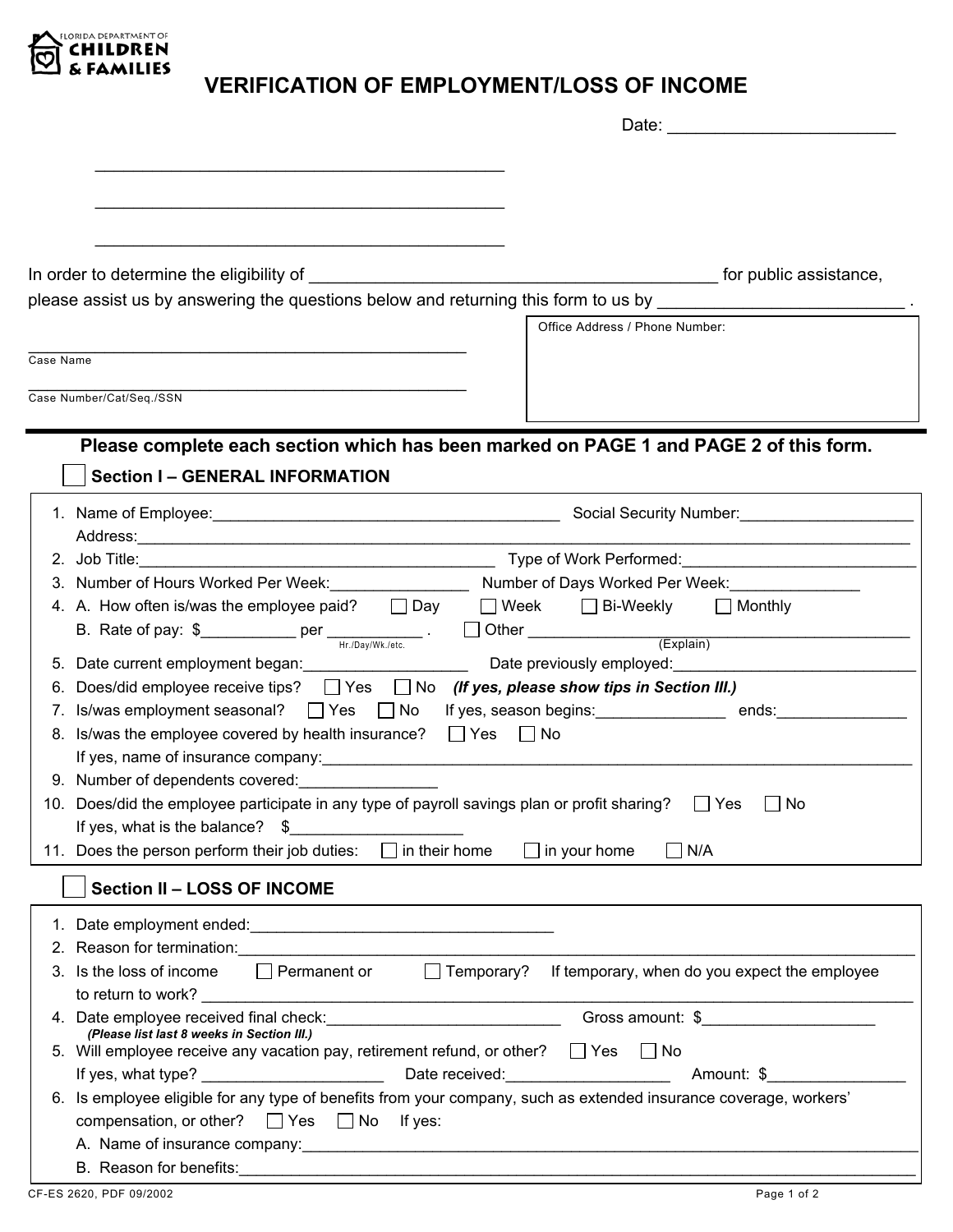FLORIDA DEPARTMENT OF **CHILDREN & FAMILIES**

# VERIFICATION OF EMPLOYMENT/LOSS OF INCOME

Date: ________________________

___________________________________________

___________________________________________

___________________________________________

In order to determine the eligibility of __________________________________________ for public assistance, please assist us by answering the questions below and returning this form to us by _________________________ .

_______________________________________________
Case Name

_______________________________________________
Case Number/Cat/Seq./SSN

Office Address / Phone Number:

---

**Please complete each section which has been marked on PAGE 1 and PAGE 2 of this form.**

## ☐ Section I – GENERAL INFORMATION

1. Name of Employee:________________________________________ Social Security Number:____________________
   Address:__________________________________________________________________________________________
2. Job Title:________________________________________ Type of Work Performed:___________________________
3. Number of Hours Worked Per Week:________________ Number of Days Worked Per Week:_______________
4. A. How often is/was the employee paid? ☐ Day ☐ Week ☐ Bi-Weekly ☐ Monthly
   B. Rate of pay: $___________ per ___________ (Hr./Day/Wk./etc.) . ☐ Other ______________________________ (Explain)
5. Date current employment began:__________________ Date previously employed:___________________________
6. Does/did employee receive tips? ☐ Yes ☐ No ***(If yes, please show tips in Section III.)***
7. Is/was employment seasonal? ☐ Yes ☐ No If yes, season begins:_______________ ends:_______________
8. Is/was the employee covered by health insurance? ☐ Yes ☐ No
   If yes, name of insurance company:_______________________________________________________________
9. Number of dependents covered:_______________
10. Does/did the employee participate in any type of payroll savings plan or profit sharing? ☐ Yes ☐ No
    If yes, what is the balance? $___________________
11. Does the person perform their job duties: ☐ in their home ☐ in your home ☐ N/A

## ☐ Section II – LOSS OF INCOME

1. Date employment ended:_________________________________
2. Reason for termination:___________________________________________________________________________
3. Is the loss of income ☐ Permanent or ☐ Temporary? If temporary, when do you expect the employee to return to work? ____________________________________________________________________________
4. Date employee received final check:__________________________ Gross amount: $___________________
   ***(Please list last 8 weeks in Section III.)***
5. Will employee receive any vacation pay, retirement refund, or other? ☐ Yes ☐ No
   If yes, what type? _____________________ Date received:___________________ Amount: $_______________
6. Is employee eligible for any type of benefits from your company, such as extended insurance coverage, workers' compensation, or other? ☐ Yes ☐ No If yes:
   A. Name of insurance company:_________________________________________________________________
   B. Reason for benefits:_______________________________________________________________________

CF-ES 2620, PDF 09/2002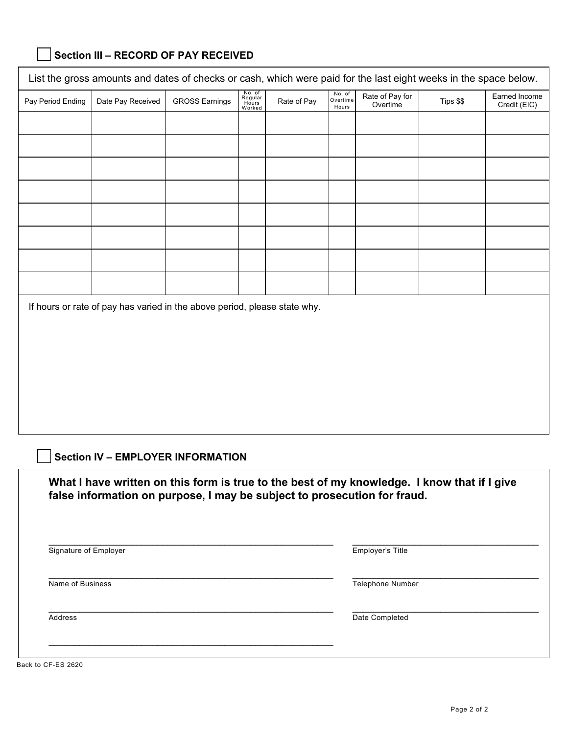## ☐ Section III – RECORD OF PAY RECEIVED

List the gross amounts and dates of checks or cash, which were paid for the last eight weeks in the space below.

| Pay Period Ending | Date Pay Received | GROSS Earnings | No. of Regular Hours Worked | Rate of Pay | No. of Overtime Hours | Rate of Pay for Overtime | Tips $$ | Earned Income Credit (EIC) |
|---|---|---|---|---|---|---|---|---|
| | | | | | | | | |
| | | | | | | | | |
| | | | | | | | | |
| | | | | | | | | |
| | | | | | | | | |
| | | | | | | | | |
| | | | | | | | | |
| | | | | | | | | |

If hours or rate of pay has varied in the above period, please state why.

## ☐ Section IV – EMPLOYER INFORMATION

**What I have written on this form is true to the best of my knowledge. I know that if I give false information on purpose, I may be subject to prosecution for fraud.**

\_\_\_\_\_\_\_\_\_\_\_\_\_\_\_\_\_\_\_\_\_\_\_\_\_\_\_\_\_\_\_\_\_\_\_\_\_\_\_\_
Signature of Employer

\_\_\_\_\_\_\_\_\_\_\_\_\_\_\_\_\_\_\_\_\_\_\_\_\_\_\_\_\_\_\_\_
Employer's Title

\_\_\_\_\_\_\_\_\_\_\_\_\_\_\_\_\_\_\_\_\_\_\_\_\_\_\_\_\_\_\_\_\_\_\_\_\_\_\_\_
Name of Business

\_\_\_\_\_\_\_\_\_\_\_\_\_\_\_\_\_\_\_\_\_\_\_\_\_\_\_\_\_\_\_\_
Telephone Number

\_\_\_\_\_\_\_\_\_\_\_\_\_\_\_\_\_\_\_\_\_\_\_\_\_\_\_\_\_\_\_\_\_\_\_\_\_\_\_\_
Address

\_\_\_\_\_\_\_\_\_\_\_\_\_\_\_\_\_\_\_\_\_\_\_\_\_\_\_\_\_\_\_\_
Date Completed

\_\_\_\_\_\_\_\_\_\_\_\_\_\_\_\_\_\_\_\_\_\_\_\_\_\_\_\_\_\_\_\_\_\_\_\_\_\_\_\_

Back to CF-ES 2620